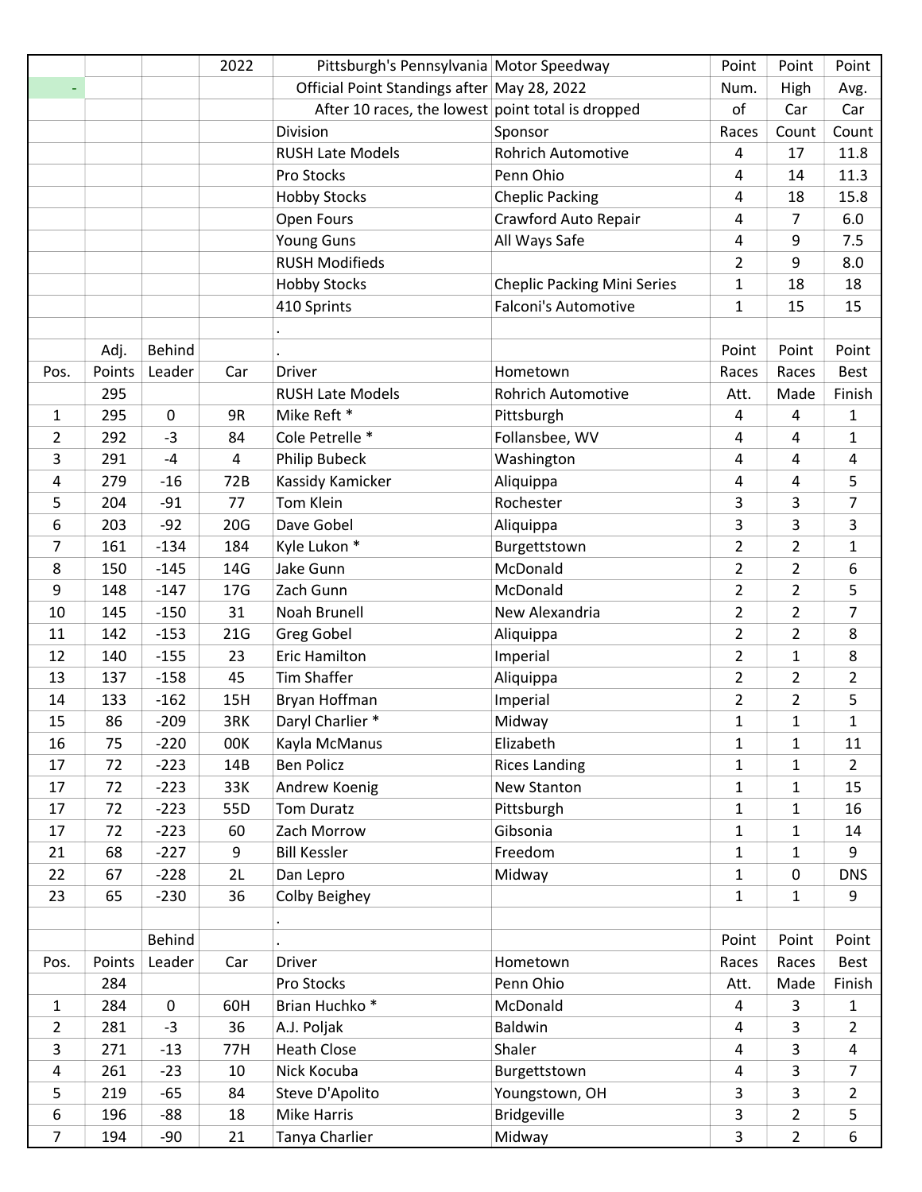| | | | 2022 | Pittsburgh's Pennsylvania | Motor Speedway | Point | Point | Point |
|---|---|---|---|---|---|---|---|---|
| - | | | | Official Point Standings after | May 28, 2022 | Num. | High | Avg. |
| | | | | After 10 races, the lowest | point total is dropped | of | Car | Car |
| | | | | Division | Sponsor | Races | Count | Count |
| | | | | RUSH Late Models | Rohrich Automotive | 4 | 17 | 11.8 |
| | | | | Pro Stocks | Penn Ohio | 4 | 14 | 11.3 |
| | | | | Hobby Stocks | Cheplic Packing | 4 | 18 | 15.8 |
| | | | | Open Fours | Crawford Auto Repair | 4 | 7 | 6.0 |
| | | | | Young Guns | All Ways Safe | 4 | 9 | 7.5 |
| | | | | RUSH Modifieds | | 2 | 9 | 8.0 |
| | | | | Hobby Stocks | Cheplic Packing Mini Series | 1 | 18 | 18 |
| | | | | 410 Sprints | Falconi's Automotive | 1 | 15 | 15 |

| | Adj. | Behind | | . | | Point | Point | Point |
|---|---|---|---|---|---|---|---|---|
| Pos. | Points | Leader | Car | Driver | Hometown | Races | Races | Best |
| | 295 | | | RUSH Late Models | Rohrich Automotive | Att. | Made | Finish |
| 1 | 295 | 0 | 9R | Mike Reft * | Pittsburgh | 4 | 4 | 1 |
| 2 | 292 | -3 | 84 | Cole Petrelle * | Follansbee, WV | 4 | 4 | 1 |
| 3 | 291 | -4 | 4 | Philip Bubeck | Washington | 4 | 4 | 4 |
| 4 | 279 | -16 | 72B | Kassidy Kamicker | Aliquippa | 4 | 4 | 5 |
| 5 | 204 | -91 | 77 | Tom Klein | Rochester | 3 | 3 | 7 |
| 6 | 203 | -92 | 20G | Dave Gobel | Aliquippa | 3 | 3 | 3 |
| 7 | 161 | -134 | 184 | Kyle Lukon * | Burgettstown | 2 | 2 | 1 |
| 8 | 150 | -145 | 14G | Jake Gunn | McDonald | 2 | 2 | 6 |
| 9 | 148 | -147 | 17G | Zach Gunn | McDonald | 2 | 2 | 5 |
| 10 | 145 | -150 | 31 | Noah Brunell | New Alexandria | 2 | 2 | 7 |
| 11 | 142 | -153 | 21G | Greg Gobel | Aliquippa | 2 | 2 | 8 |
| 12 | 140 | -155 | 23 | Eric Hamilton | Imperial | 2 | 1 | 8 |
| 13 | 137 | -158 | 45 | Tim Shaffer | Aliquippa | 2 | 2 | 2 |
| 14 | 133 | -162 | 15H | Bryan Hoffman | Imperial | 2 | 2 | 5 |
| 15 | 86 | -209 | 3RK | Daryl Charlier * | Midway | 1 | 1 | 1 |
| 16 | 75 | -220 | 00K | Kayla McManus | Elizabeth | 1 | 1 | 11 |
| 17 | 72 | -223 | 14B | Ben Policz | Rices Landing | 1 | 1 | 2 |
| 17 | 72 | -223 | 33K | Andrew Koenig | New Stanton | 1 | 1 | 15 |
| 17 | 72 | -223 | 55D | Tom Duratz | Pittsburgh | 1 | 1 | 16 |
| 17 | 72 | -223 | 60 | Zach Morrow | Gibsonia | 1 | 1 | 14 |
| 21 | 68 | -227 | 9 | Bill Kessler | Freedom | 1 | 1 | 9 |
| 22 | 67 | -228 | 2L | Dan Lepro | Midway | 1 | 0 | DNS |
| 23 | 65 | -230 | 36 | Colby Beighey | | 1 | 1 | 9 |

| | | Behind | | . | | Point | Point | Point |
|---|---|---|---|---|---|---|---|---|
| Pos. | Points | Leader | Car | Driver | Hometown | Races | Races | Best |
| | 284 | | | Pro Stocks | Penn Ohio | Att. | Made | Finish |
| 1 | 284 | 0 | 60H | Brian Huchko * | McDonald | 4 | 3 | 1 |
| 2 | 281 | -3 | 36 | A.J. Poljak | Baldwin | 4 | 3 | 2 |
| 3 | 271 | -13 | 77H | Heath Close | Shaler | 4 | 3 | 4 |
| 4 | 261 | -23 | 10 | Nick Kocuba | Burgettstown | 4 | 3 | 7 |
| 5 | 219 | -65 | 84 | Steve D'Apolito | Youngstown, OH | 3 | 3 | 2 |
| 6 | 196 | -88 | 18 | Mike Harris | Bridgeville | 3 | 2 | 5 |
| 7 | 194 | -90 | 21 | Tanya Charlier | Midway | 3 | 2 | 6 |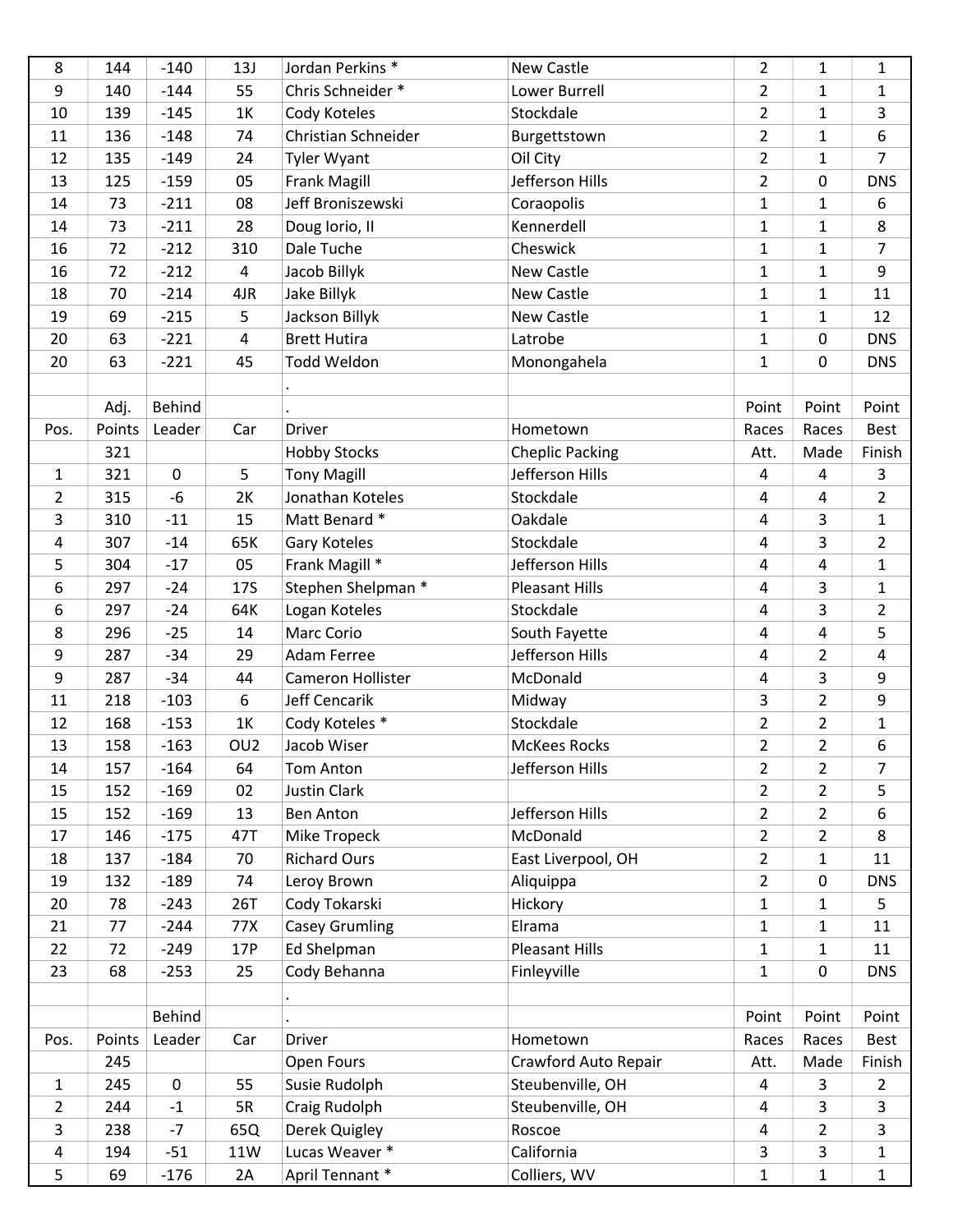| 8 | 144 | -140 | 13J | Jordan Perkins * | New Castle | 2 | 1 | 1 |
|---|---|---|---|---|---|---|---|---|
| 9 | 140 | -144 | 55 | Chris Schneider * | Lower Burrell | 2 | 1 | 1 |
| 10 | 139 | -145 | 1K | Cody Koteles | Stockdale | 2 | 1 | 3 |
| 11 | 136 | -148 | 74 | Christian Schneider | Burgettstown | 2 | 1 | 6 |
| 12 | 135 | -149 | 24 | Tyler Wyant | Oil City | 2 | 1 | 7 |
| 13 | 125 | -159 | 05 | Frank Magill | Jefferson Hills | 2 | 0 | DNS |
| 14 | 73 | -211 | 08 | Jeff Broniszewski | Coraopolis | 1 | 1 | 6 |
| 14 | 73 | -211 | 28 | Doug Iorio, II | Kennerdell | 1 | 1 | 8 |
| 16 | 72 | -212 | 310 | Dale Tuche | Cheswick | 1 | 1 | 7 |
| 16 | 72 | -212 | 4 | Jacob Billyk | New Castle | 1 | 1 | 9 |
| 18 | 70 | -214 | 4JR | Jake Billyk | New Castle | 1 | 1 | 11 |
| 19 | 69 | -215 | 5 | Jackson Billyk | New Castle | 1 | 1 | 12 |
| 20 | 63 | -221 | 4 | Brett Hutira | Latrobe | 1 | 0 | DNS |
| 20 | 63 | -221 | 45 | Todd Weldon | Monongahela | 1 | 0 | DNS |

| | Adj. | Behind | | . | | Point | Point | Point |
|---|---|---|---|---|---|---|---|---|
| Pos. | Points | Leader | Car | Driver | Hometown | Races | Races | Best |
| | 321 | | | Hobby Stocks | Cheplic Packing | Att. | Made | Finish |
| 1 | 321 | 0 | 5 | Tony Magill | Jefferson Hills | 4 | 4 | 3 |
| 2 | 315 | -6 | 2K | Jonathan Koteles | Stockdale | 4 | 4 | 2 |
| 3 | 310 | -11 | 15 | Matt Benard * | Oakdale | 4 | 3 | 1 |
| 4 | 307 | -14 | 65K | Gary Koteles | Stockdale | 4 | 3 | 2 |
| 5 | 304 | -17 | 05 | Frank Magill * | Jefferson Hills | 4 | 4 | 1 |
| 6 | 297 | -24 | 17S | Stephen Shelpman * | Pleasant Hills | 4 | 3 | 1 |
| 6 | 297 | -24 | 64K | Logan Koteles | Stockdale | 4 | 3 | 2 |
| 8 | 296 | -25 | 14 | Marc Corio | South Fayette | 4 | 4 | 5 |
| 9 | 287 | -34 | 29 | Adam Ferree | Jefferson Hills | 4 | 2 | 4 |
| 9 | 287 | -34 | 44 | Cameron Hollister | McDonald | 4 | 3 | 9 |
| 11 | 218 | -103 | 6 | Jeff Cencarik | Midway | 3 | 2 | 9 |
| 12 | 168 | -153 | 1K | Cody Koteles * | Stockdale | 2 | 2 | 1 |
| 13 | 158 | -163 | OU2 | Jacob Wiser | McKees Rocks | 2 | 2 | 6 |
| 14 | 157 | -164 | 64 | Tom Anton | Jefferson Hills | 2 | 2 | 7 |
| 15 | 152 | -169 | 02 | Justin Clark | | 2 | 2 | 5 |
| 15 | 152 | -169 | 13 | Ben Anton | Jefferson Hills | 2 | 2 | 6 |
| 17 | 146 | -175 | 47T | Mike Tropeck | McDonald | 2 | 2 | 8 |
| 18 | 137 | -184 | 70 | Richard Ours | East Liverpool, OH | 2 | 1 | 11 |
| 19 | 132 | -189 | 74 | Leroy Brown | Aliquippa | 2 | 0 | DNS |
| 20 | 78 | -243 | 26T | Cody Tokarski | Hickory | 1 | 1 | 5 |
| 21 | 77 | -244 | 77X | Casey Grumling | Elrama | 1 | 1 | 11 |
| 22 | 72 | -249 | 17P | Ed Shelpman | Pleasant Hills | 1 | 1 | 11 |
| 23 | 68 | -253 | 25 | Cody Behanna | Finleyville | 1 | 0 | DNS |

| | | Behind | | . | | Point | Point | Point |
|---|---|---|---|---|---|---|---|---|
| Pos. | Points | Leader | Car | Driver | Hometown | Races | Races | Best |
| | 245 | | | Open Fours | Crawford Auto Repair | Att. | Made | Finish |
| 1 | 245 | 0 | 55 | Susie Rudolph | Steubenville, OH | 4 | 3 | 2 |
| 2 | 244 | -1 | 5R | Craig Rudolph | Steubenville, OH | 4 | 3 | 3 |
| 3 | 238 | -7 | 65Q | Derek Quigley | Roscoe | 4 | 2 | 3 |
| 4 | 194 | -51 | 11W | Lucas Weaver * | California | 3 | 3 | 1 |
| 5 | 69 | -176 | 2A | April Tennant * | Colliers, WV | 1 | 1 | 1 |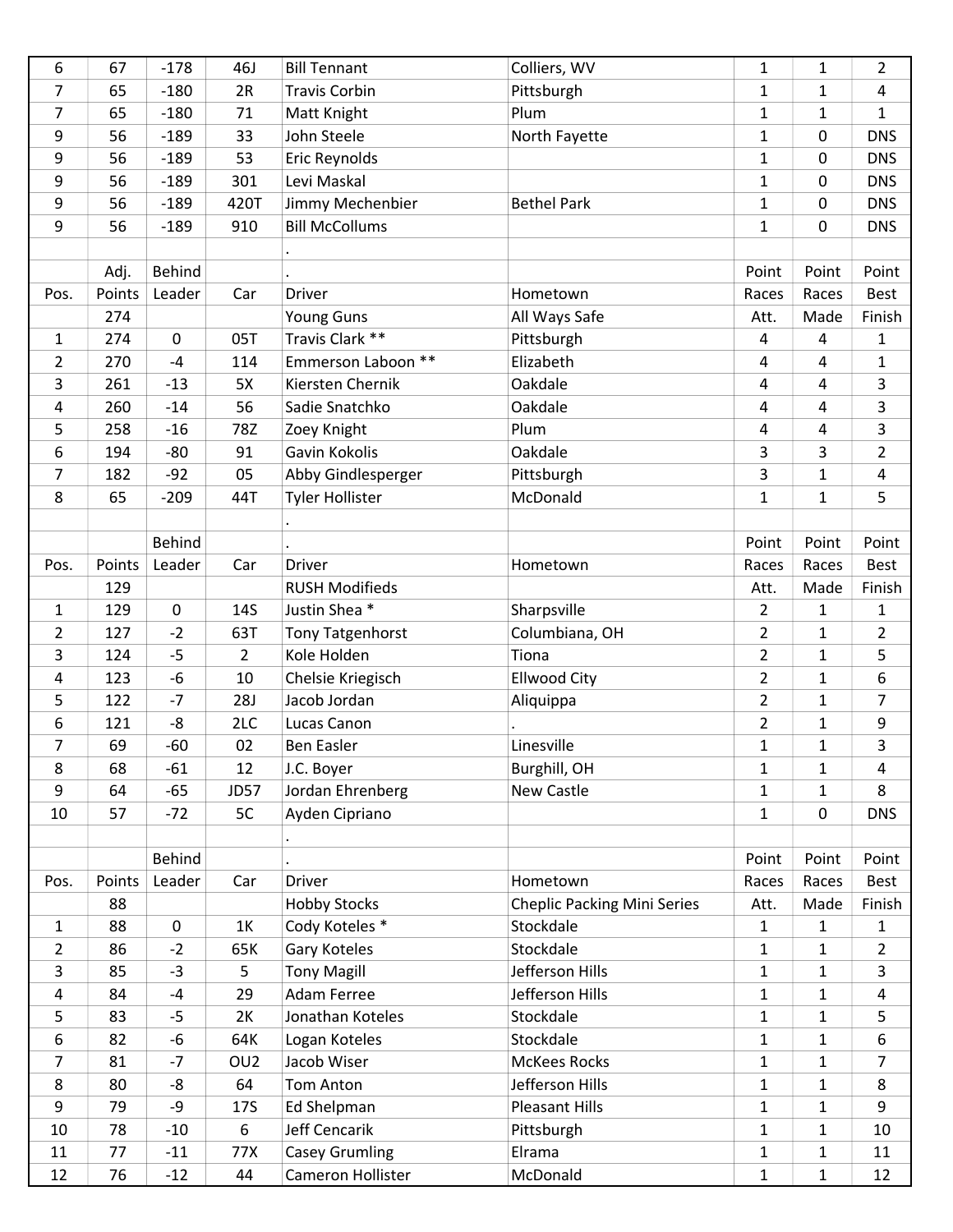| 6 | 67 | -178 | 46J | Bill Tennant | Colliers, WV | 1 | 1 | 2 |
|---|---|---|---|---|---|---|---|---|
| 7 | 65 | -180 | 2R | Travis Corbin | Pittsburgh | 1 | 1 | 4 |
| 7 | 65 | -180 | 71 | Matt Knight | Plum | 1 | 1 | 1 |
| 9 | 56 | -189 | 33 | John Steele | North Fayette | 1 | 0 | DNS |
| 9 | 56 | -189 | 53 | Eric Reynolds | | 1 | 0 | DNS |
| 9 | 56 | -189 | 301 | Levi Maskal | | 1 | 0 | DNS |
| 9 | 56 | -189 | 420T | Jimmy Mechenbier | Bethel Park | 1 | 0 | DNS |
| 9 | 56 | -189 | 910 | Bill McCollums | | 1 | 0 | DNS |

| | Adj. | Behind | | . | | Point | Point | Point |
|---|---|---|---|---|---|---|---|---|
| Pos. | Points | Leader | Car | Driver | Hometown | Races | Races | Best |
| | 274 | | | Young Guns | All Ways Safe | Att. | Made | Finish |
| 1 | 274 | 0 | 05T | Travis Clark ** | Pittsburgh | 4 | 4 | 1 |
| 2 | 270 | -4 | 114 | Emmerson Laboon ** | Elizabeth | 4 | 4 | 1 |
| 3 | 261 | -13 | 5X | Kiersten Chernik | Oakdale | 4 | 4 | 3 |
| 4 | 260 | -14 | 56 | Sadie Snatchko | Oakdale | 4 | 4 | 3 |
| 5 | 258 | -16 | 78Z | Zoey Knight | Plum | 4 | 4 | 3 |
| 6 | 194 | -80 | 91 | Gavin Kokolis | Oakdale | 3 | 3 | 2 |
| 7 | 182 | -92 | 05 | Abby Gindlesperger | Pittsburgh | 3 | 1 | 4 |
| 8 | 65 | -209 | 44T | Tyler Hollister | McDonald | 1 | 1 | 5 |

| | | Behind | | . | | Point | Point | Point |
|---|---|---|---|---|---|---|---|---|
| Pos. | Points | Leader | Car | Driver | Hometown | Races | Races | Best |
| | 129 | | | RUSH Modifieds | | Att. | Made | Finish |
| 1 | 129 | 0 | 14S | Justin Shea * | Sharpsville | 2 | 1 | 1 |
| 2 | 127 | -2 | 63T | Tony Tatgenhorst | Columbiana, OH | 2 | 1 | 2 |
| 3 | 124 | -5 | 2 | Kole Holden | Tiona | 2 | 1 | 5 |
| 4 | 123 | -6 | 10 | Chelsie Kriegisch | Ellwood City | 2 | 1 | 6 |
| 5 | 122 | -7 | 28J | Jacob Jordan | Aliquippa | 2 | 1 | 7 |
| 6 | 121 | -8 | 2LC | Lucas Canon | . | 2 | 1 | 9 |
| 7 | 69 | -60 | 02 | Ben Easler | Linesville | 1 | 1 | 3 |
| 8 | 68 | -61 | 12 | J.C. Boyer | Burghill, OH | 1 | 1 | 4 |
| 9 | 64 | -65 | JD57 | Jordan Ehrenberg | New Castle | 1 | 1 | 8 |
| 10 | 57 | -72 | 5C | Ayden Cipriano | | 1 | 0 | DNS |

| | | Behind | | . | | Point | Point | Point |
|---|---|---|---|---|---|---|---|---|
| Pos. | Points | Leader | Car | Driver | Hometown | Races | Races | Best |
| | 88 | | | Hobby Stocks | Cheplic Packing Mini Series | Att. | Made | Finish |
| 1 | 88 | 0 | 1K | Cody Koteles * | Stockdale | 1 | 1 | 1 |
| 2 | 86 | -2 | 65K | Gary Koteles | Stockdale | 1 | 1 | 2 |
| 3 | 85 | -3 | 5 | Tony Magill | Jefferson Hills | 1 | 1 | 3 |
| 4 | 84 | -4 | 29 | Adam Ferree | Jefferson Hills | 1 | 1 | 4 |
| 5 | 83 | -5 | 2K | Jonathan Koteles | Stockdale | 1 | 1 | 5 |
| 6 | 82 | -6 | 64K | Logan Koteles | Stockdale | 1 | 1 | 6 |
| 7 | 81 | -7 | OU2 | Jacob Wiser | McKees Rocks | 1 | 1 | 7 |
| 8 | 80 | -8 | 64 | Tom Anton | Jefferson Hills | 1 | 1 | 8 |
| 9 | 79 | -9 | 17S | Ed Shelpman | Pleasant Hills | 1 | 1 | 9 |
| 10 | 78 | -10 | 6 | Jeff Cencarik | Pittsburgh | 1 | 1 | 10 |
| 11 | 77 | -11 | 77X | Casey Grumling | Elrama | 1 | 1 | 11 |
| 12 | 76 | -12 | 44 | Cameron Hollister | McDonald | 1 | 1 | 12 |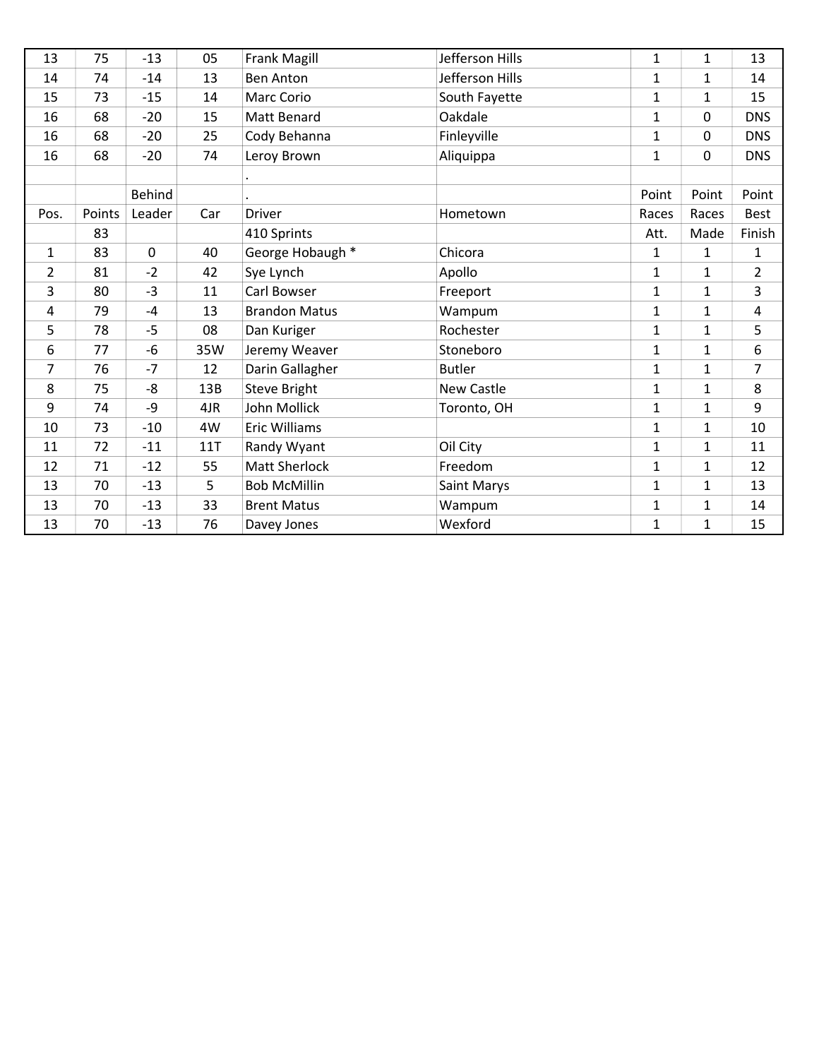| | | | | | | | | |
|---|---|---|---|---|---|---|---|---|
| 13 | 75 | -13 | 05 | Frank Magill | Jefferson Hills | 1 | 1 | 13 |
| 14 | 74 | -14 | 13 | Ben Anton | Jefferson Hills | 1 | 1 | 14 |
| 15 | 73 | -15 | 14 | Marc Corio | South Fayette | 1 | 1 | 15 |
| 16 | 68 | -20 | 15 | Matt Benard | Oakdale | 1 | 0 | DNS |
| 16 | 68 | -20 | 25 | Cody Behanna | Finleyville | 1 | 0 | DNS |
| 16 | 68 | -20 | 74 | Leroy Brown | Aliquippa | 1 | 0 | DNS |
| | | | | . | | | | |
| | | Behind | | . | | Point | Point | Point |
| Pos. | Points | Leader | Car | Driver | Hometown | Races | Races | Best |
| | 83 | | | 410 Sprints | | Att. | Made | Finish |
| 1 | 83 | 0 | 40 | George Hobaugh * | Chicora | 1 | 1 | 1 |
| 2 | 81 | -2 | 42 | Sye Lynch | Apollo | 1 | 1 | 2 |
| 3 | 80 | -3 | 11 | Carl Bowser | Freeport | 1 | 1 | 3 |
| 4 | 79 | -4 | 13 | Brandon Matus | Wampum | 1 | 1 | 4 |
| 5 | 78 | -5 | 08 | Dan Kuriger | Rochester | 1 | 1 | 5 |
| 6 | 77 | -6 | 35W | Jeremy Weaver | Stoneboro | 1 | 1 | 6 |
| 7 | 76 | -7 | 12 | Darin Gallagher | Butler | 1 | 1 | 7 |
| 8 | 75 | -8 | 13B | Steve Bright | New Castle | 1 | 1 | 8 |
| 9 | 74 | -9 | 4JR | John Mollick | Toronto, OH | 1 | 1 | 9 |
| 10 | 73 | -10 | 4W | Eric Williams | | 1 | 1 | 10 |
| 11 | 72 | -11 | 11T | Randy Wyant | Oil City | 1 | 1 | 11 |
| 12 | 71 | -12 | 55 | Matt Sherlock | Freedom | 1 | 1 | 12 |
| 13 | 70 | -13 | 5 | Bob McMillin | Saint Marys | 1 | 1 | 13 |
| 13 | 70 | -13 | 33 | Brent Matus | Wampum | 1 | 1 | 14 |
| 13 | 70 | -13 | 76 | Davey Jones | Wexford | 1 | 1 | 15 |